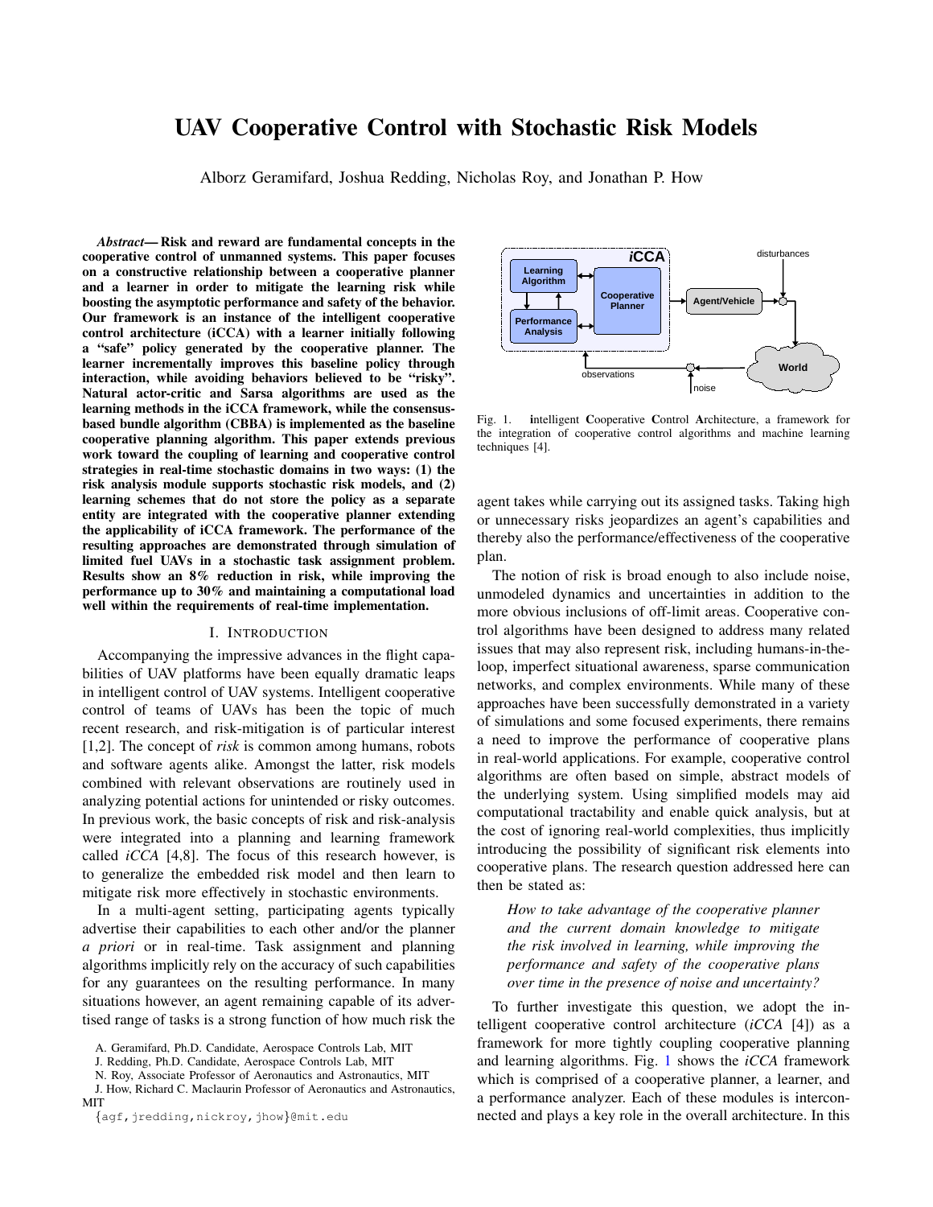# UAV Cooperative Control with Stochastic Risk Models

Alborz Geramifard, Joshua Redding, Nicholas Roy, and Jonathan P. How

***Abstract*— Risk and reward are fundamental concepts in the cooperative control of unmanned systems. This paper focuses on a constructive relationship between a cooperative planner and a learner in order to mitigate the learning risk while boosting the asymptotic performance and safety of the behavior. Our framework is an instance of the intelligent cooperative control architecture (iCCA) with a learner initially following a "safe" policy generated by the cooperative planner. The learner incrementally improves this baseline policy through interaction, while avoiding behaviors believed to be "risky". Natural actor-critic and Sarsa algorithms are used as the learning methods in the iCCA framework, while the consensus-based bundle algorithm (CBBA) is implemented as the baseline cooperative planning algorithm. This paper extends previous work toward the coupling of learning and cooperative control strategies in real-time stochastic domains in two ways: (1) the risk analysis module supports stochastic risk models, and (2) learning schemes that do not store the policy as a separate entity are integrated with the cooperative planner extending the applicability of iCCA framework. The performance of the resulting approaches are demonstrated through simulation of limited fuel UAVs in a stochastic task assignment problem. Results show an 8% reduction in risk, while improving the performance up to 30% and maintaining a computational load well within the requirements of real-time implementation.**

## I. Introduction

Accompanying the impressive advances in the flight capabilities of UAV platforms have been equally dramatic leaps in intelligent control of UAV systems. Intelligent cooperative control of teams of UAVs has been the topic of much recent research, and risk-mitigation is of particular interest [1,2]. The concept of *risk* is common among humans, robots and software agents alike. Amongst the latter, risk models combined with relevant observations are routinely used in analyzing potential actions for unintended or risky outcomes. In previous work, the basic concepts of risk and risk-analysis were integrated into a planning and learning framework called *iCCA* [4,8]. The focus of this research however, is to generalize the embedded risk model and then learn to mitigate risk more effectively in stochastic environments.

In a multi-agent setting, participating agents typically advertise their capabilities to each other and/or the planner *a priori* or in real-time. Task assignment and planning algorithms implicitly rely on the accuracy of such capabilities for any guarantees on the resulting performance. In many situations however, an agent remaining capable of its advertised range of tasks is a strong function of how much risk the agent takes while carrying out its assigned tasks. Taking high or unnecessary risks jeopardizes an agent's capabilities and thereby also the performance/effectiveness of the cooperative plan.

The notion of risk is broad enough to also include noise, unmodeled dynamics and uncertainties in addition to the more obvious inclusions of off-limit areas. Cooperative control algorithms have been designed to address many related issues that may also represent risk, including humans-in-the-loop, imperfect situational awareness, sparse communication networks, and complex environments. While many of these approaches have been successfully demonstrated in a variety of simulations and some focused experiments, there remains a need to improve the performance of cooperative plans in real-world applications. For example, cooperative control algorithms are often based on simple, abstract models of the underlying system. Using simplified models may aid computational tractability and enable quick analysis, but at the cost of ignoring real-world complexities, thus implicitly introducing the possibility of significant risk elements into cooperative plans. The research question addressed here can then be stated as:

> *How to take advantage of the cooperative planner and the current domain knowledge to mitigate the risk involved in learning, while improving the performance and safety of the cooperative plans over time in the presence of noise and uncertainty?*

To further investigate this question, we adopt the intelligent cooperative control architecture (*iCCA* [4]) as a framework for more tightly coupling cooperative planning and learning algorithms. Fig. 1 shows the *iCCA* framework which is comprised of a cooperative planner, a learner, and a performance analyzer. Each of these modules is interconnected and plays a key role in the overall architecture. In this

Fig. 1. **i**ntelligent **C**ooperative **C**ontrol **A**rchitecture, a framework for the integration of cooperative control algorithms and machine learning techniques [4].

A. Geramifard, Ph.D. Candidate, Aerospace Controls Lab, MIT

J. Redding, Ph.D. Candidate, Aerospace Controls Lab, MIT

N. Roy, Associate Professor of Aeronautics and Astronautics, MIT

J. How, Richard C. Maclaurin Professor of Aeronautics and Astronautics, MIT

{agf,jredding,nickroy,jhow}@mit.edu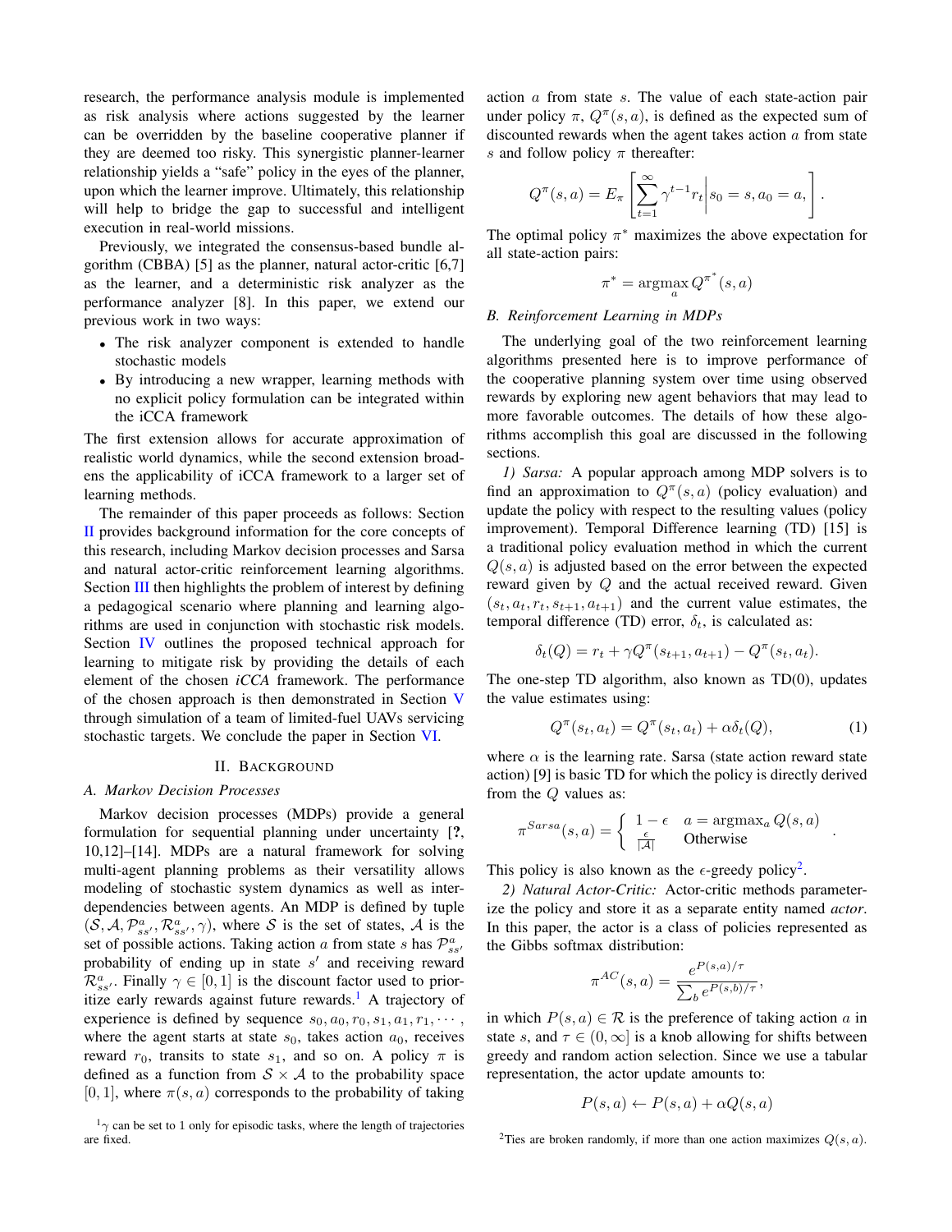research, the performance analysis module is implemented as risk analysis where actions suggested by the learner can be overridden by the baseline cooperative planner if they are deemed too risky. This synergistic planner-learner relationship yields a "safe" policy in the eyes of the planner, upon which the learner improve. Ultimately, this relationship will help to bridge the gap to successful and intelligent execution in real-world missions.

Previously, we integrated the consensus-based bundle algorithm (CBBA) [5] as the planner, natural actor-critic [6,7] as the learner, and a deterministic risk analyzer as the performance analyzer [8]. In this paper, we extend our previous work in two ways:

- The risk analyzer component is extended to handle stochastic models
- By introducing a new wrapper, learning methods with no explicit policy formulation can be integrated within the iCCA framework

The first extension allows for accurate approximation of realistic world dynamics, while the second extension broadens the applicability of iCCA framework to a larger set of learning methods.

The remainder of this paper proceeds as follows: Section II provides background information for the core concepts of this research, including Markov decision processes and Sarsa and natural actor-critic reinforcement learning algorithms. Section III then highlights the problem of interest by defining a pedagogical scenario where planning and learning algorithms are used in conjunction with stochastic risk models. Section IV outlines the proposed technical approach for learning to mitigate risk by providing the details of each element of the chosen *iCCA* framework. The performance of the chosen approach is then demonstrated in Section V through simulation of a team of limited-fuel UAVs servicing stochastic targets. We conclude the paper in Section VI.

## II. Background

### A. Markov Decision Processes

Markov decision processes (MDPs) provide a general formulation for sequential planning under uncertainty [?, 10,12]–[14]. MDPs are a natural framework for solving multi-agent planning problems as their versatility allows modeling of stochastic system dynamics as well as interdependencies between agents. An MDP is defined by tuple $(\mathcal{S}, \mathcal{A}, \mathcal{P}^a_{ss'}, \mathcal{R}^a_{ss'}, \gamma)$, where $\mathcal{S}$ is the set of states, $\mathcal{A}$ is the set of possible actions. Taking action $a$ from state $s$ has $\mathcal{P}^a_{ss'}$ probability of ending up in state $s'$ and receiving reward $\mathcal{R}^a_{ss'}$. Finally $\gamma \in [0, 1]$ is the discount factor used to prioritize early rewards against future rewards.[1] A trajectory of experience is defined by sequence $s_0, a_0, r_0, s_1, a_1, r_1, \cdots$, where the agent starts at state $s_0$, takes action $a_0$, receives reward $r_0$, transits to state $s_1$, and so on. A policy $\pi$ is defined as a function from $\mathcal{S} \times \mathcal{A}$ to the probability space $[0, 1]$, where $\pi(s, a)$ corresponds to the probability of taking action $a$ from state $s$. The value of each state-action pair under policy $\pi$, $Q^\pi(s, a)$, is defined as the expected sum of discounted rewards when the agent takes action $a$ from state $s$ and follow policy $\pi$ thereafter:

$$Q^\pi(s, a) = E_\pi \left[ \sum_{t=1}^{\infty} \gamma^{t-1} r_t \middle| s_0 = s, a_0 = a, \right].$$

The optimal policy $\pi^*$ maximizes the above expectation for all state-action pairs:

$$\pi^* = \underset{a}{\operatorname{argmax}}\, Q^{\pi^*}(s, a)$$

[1] $\gamma$ can be set to 1 only for episodic tasks, where the length of trajectories are fixed.

### B. Reinforcement Learning in MDPs

The underlying goal of the two reinforcement learning algorithms presented here is to improve performance of the cooperative planning system over time using observed rewards by exploring new agent behaviors that may lead to more favorable outcomes. The details of how these algorithms accomplish this goal are discussed in the following sections.

*1) Sarsa:* A popular approach among MDP solvers is to find an approximation to $Q^\pi(s, a)$ (policy evaluation) and update the policy with respect to the resulting values (policy improvement). Temporal Difference learning (TD) [15] is a traditional policy evaluation method in which the current $Q(s, a)$ is adjusted based on the error between the expected reward given by $Q$ and the actual received reward. Given $(s_t, a_t, r_t, s_{t+1}, a_{t+1})$ and the current value estimates, the temporal difference (TD) error, $\delta_t$, is calculated as:

$$\delta_t(Q) = r_t + \gamma Q^\pi(s_{t+1}, a_{t+1}) - Q^\pi(s_t, a_t).$$

The one-step TD algorithm, also known as TD(0), updates the value estimates using:

$$Q^\pi(s_t, a_t) = Q^\pi(s_t, a_t) + \alpha \delta_t(Q), \tag{1}$$

where $\alpha$ is the learning rate. Sarsa (state action reward state action) [9] is basic TD for which the policy is directly derived from the $Q$ values as:

$$\pi^{Sarsa}(s, a) = \begin{cases} 1 - \epsilon & a = \operatorname{argmax}_a Q(s, a) \\ \frac{\epsilon}{|\mathcal{A}|} & \text{Otherwise} \end{cases}.$$

This policy is also known as the $\epsilon$-greedy policy[2].

*2) Natural Actor-Critic:* Actor-critic methods parameterize the policy and store it as a separate entity named *actor*. In this paper, the actor is a class of policies represented as the Gibbs softmax distribution:

$$\pi^{AC}(s, a) = \frac{e^{P(s,a)/\tau}}{\sum_b e^{P(s,b)/\tau}},$$

in which $P(s, a) \in \mathcal{R}$ is the preference of taking action $a$ in state $s$, and $\tau \in (0, \infty]$ is a knob allowing for shifts between greedy and random action selection. Since we use a tabular representation, the actor update amounts to:

$$P(s, a) \leftarrow P(s, a) + \alpha Q(s, a)$$

[2] Ties are broken randomly, if more than one action maximizes $Q(s, a)$.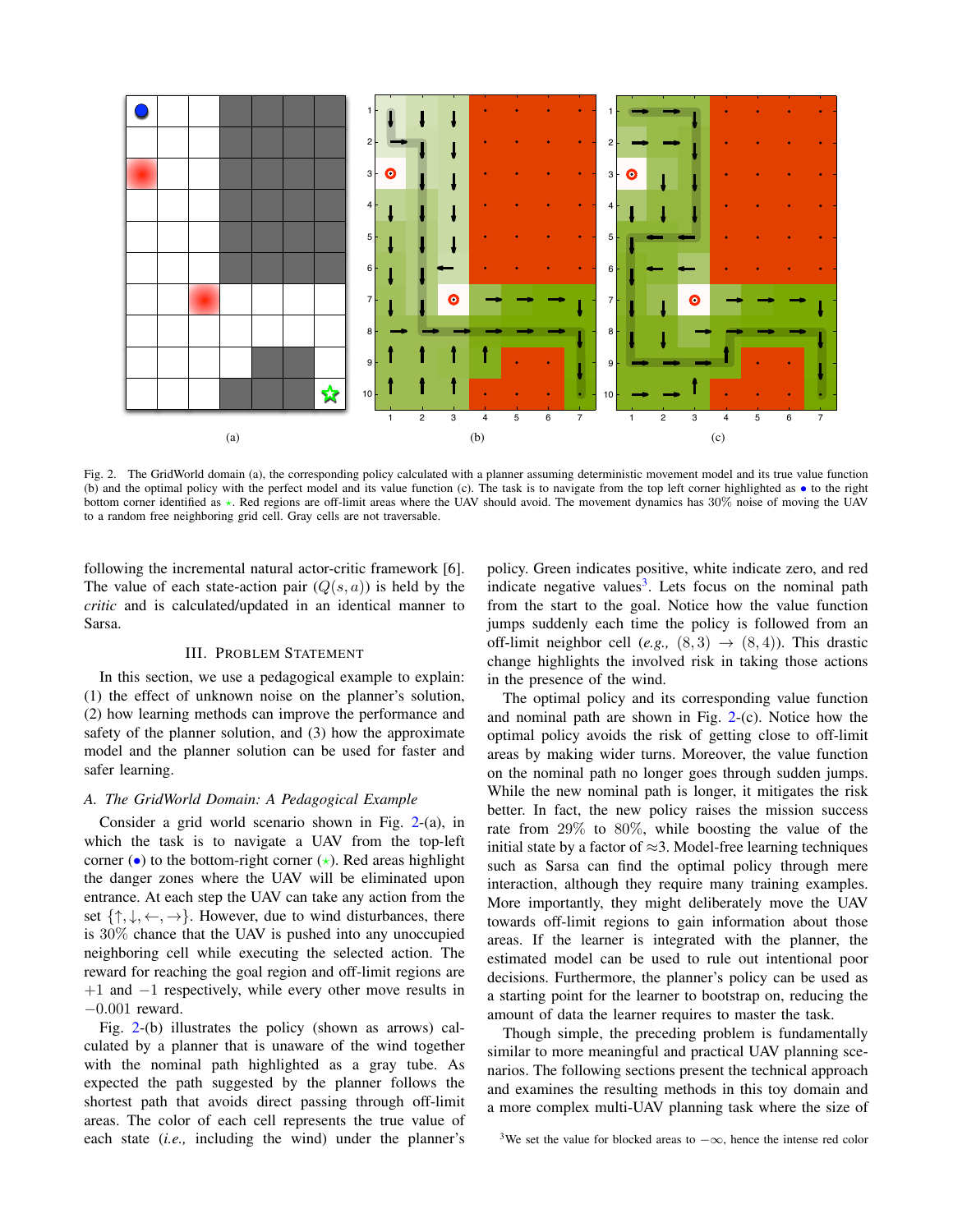Fig. 2. The GridWorld domain (a), the corresponding policy calculated with a planner assuming deterministic movement model and its true value function (b) and the optimal policy with the perfect model and its value function (c). The task is to navigate from the top left corner highlighted as • to the right bottom corner identified as ⋆. Red regions are off-limit areas where the UAV should avoid. The movement dynamics has 30% noise of moving the UAV to a random free neighboring grid cell. Gray cells are not traversable.

following the incremental natural actor-critic framework [6]. The value of each state-action pair ($Q(s, a)$) is held by the *critic* and is calculated/updated in an identical manner to Sarsa.

## III. Problem Statement

In this section, we use a pedagogical example to explain: (1) the effect of unknown noise on the planner's solution, (2) how learning methods can improve the performance and safety of the planner solution, and (3) how the approximate model and the planner solution can be used for faster and safer learning.

### A. The GridWorld Domain: A Pedagogical Example

Consider a grid world scenario shown in Fig. 2-(a), in which the task is to navigate a UAV from the top-left corner (•) to the bottom-right corner (⋆). Red areas highlight the danger zones where the UAV will be eliminated upon entrance. At each step the UAV can take any action from the set $\{\uparrow, \downarrow, \leftarrow, \rightarrow\}$. However, due to wind disturbances, there is 30% chance that the UAV is pushed into any unoccupied neighboring cell while executing the selected action. The reward for reaching the goal region and off-limit regions are $+1$ and $-1$ respectively, while every other move results in $-0.001$ reward.

Fig. 2-(b) illustrates the policy (shown as arrows) calculated by a planner that is unaware of the wind together with the nominal path highlighted as a gray tube. As expected the path suggested by the planner follows the shortest path that avoids direct passing through off-limit areas. The color of each cell represents the true value of each state (*i.e.,* including the wind) under the planner's policy. Green indicates positive, white indicate zero, and red indicate negative values[3]. Lets focus on the nominal path from the start to the goal. Notice how the value function jumps suddenly each time the policy is followed from an off-limit neighbor cell (*e.g.,* $(8, 3) \rightarrow (8, 4)$). This drastic change highlights the involved risk in taking those actions in the presence of the wind.

The optimal policy and its corresponding value function and nominal path are shown in Fig. 2-(c). Notice how the optimal policy avoids the risk of getting close to off-limit areas by making wider turns. Moreover, the value function on the nominal path no longer goes through sudden jumps. While the new nominal path is longer, it mitigates the risk better. In fact, the new policy raises the mission success rate from 29% to 80%, while boosting the value of the initial state by a factor of $\approx$3. Model-free learning techniques such as Sarsa can find the optimal policy through mere interaction, although they require many training examples. More importantly, they might deliberately move the UAV towards off-limit regions to gain information about those areas. If the learner is integrated with the planner, the estimated model can be used to rule out intentional poor decisions. Furthermore, the planner's policy can be used as a starting point for the learner to bootstrap on, reducing the amount of data the learner requires to master the task.

Though simple, the preceding problem is fundamentally similar to more meaningful and practical UAV planning scenarios. The following sections present the technical approach and examines the resulting methods in this toy domain and a more complex multi-UAV planning task where the size of

[3] We set the value for blocked areas to $-\infty$, hence the intense red color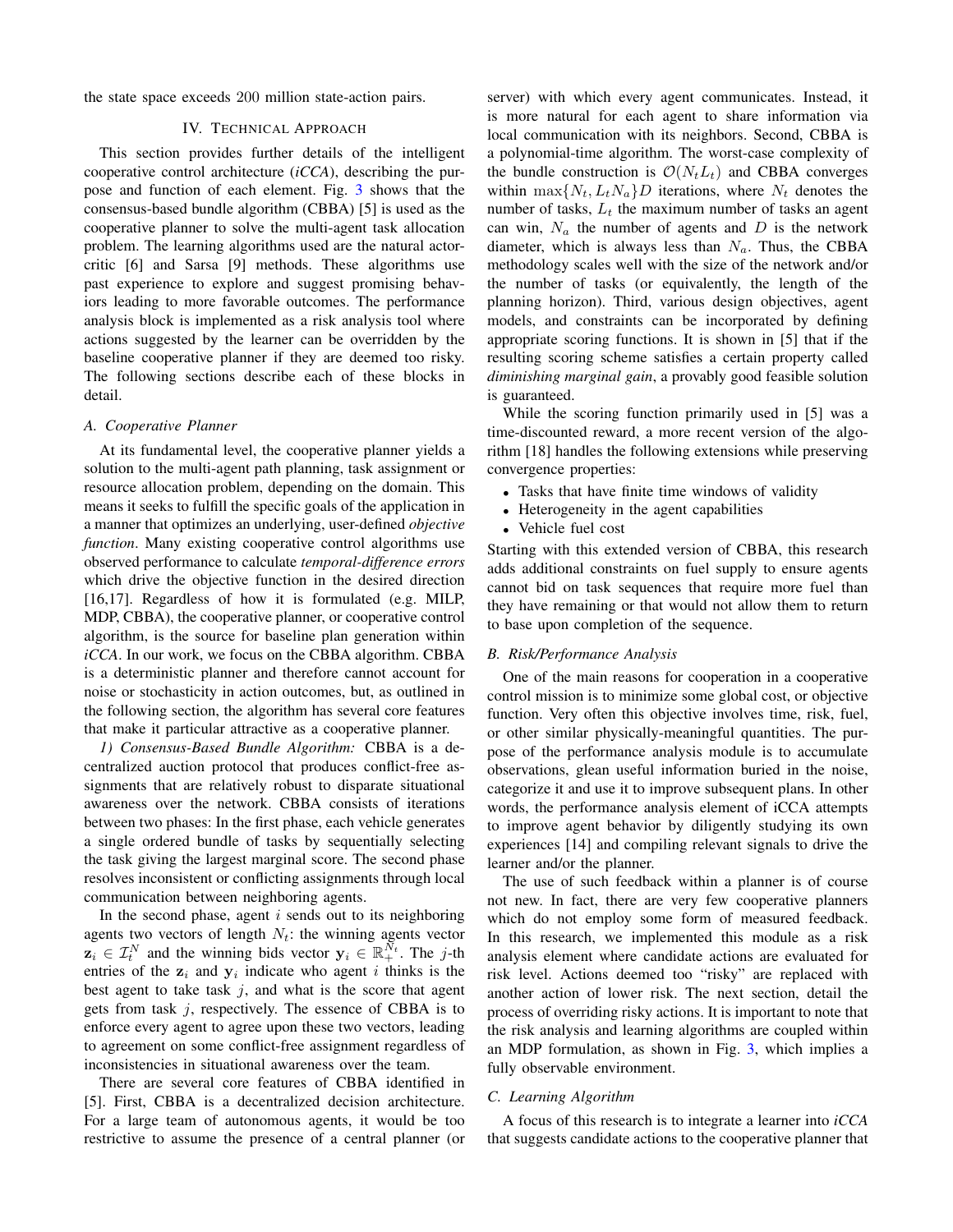the state space exceeds 200 million state-action pairs.

## IV. Technical Approach

This section provides further details of the intelligent cooperative control architecture (*iCCA*), describing the purpose and function of each element. Fig. 3 shows that the consensus-based bundle algorithm (CBBA) [5] is used as the cooperative planner to solve the multi-agent task allocation problem. The learning algorithms used are the natural actor-critic [6] and Sarsa [9] methods. These algorithms use past experience to explore and suggest promising behaviors leading to more favorable outcomes. The performance analysis block is implemented as a risk analysis tool where actions suggested by the learner can be overridden by the baseline cooperative planner if they are deemed too risky. The following sections describe each of these blocks in detail.

### A. Cooperative Planner

At its fundamental level, the cooperative planner yields a solution to the multi-agent path planning, task assignment or resource allocation problem, depending on the domain. This means it seeks to fulfill the specific goals of the application in a manner that optimizes an underlying, user-defined *objective function*. Many existing cooperative control algorithms use observed performance to calculate *temporal-difference errors* which drive the objective function in the desired direction [16,17]. Regardless of how it is formulated (e.g. MILP, MDP, CBBA), the cooperative planner, or cooperative control algorithm, is the source for baseline plan generation within *iCCA*. In our work, we focus on the CBBA algorithm. CBBA is a deterministic planner and therefore cannot account for noise or stochasticity in action outcomes, but, as outlined in the following section, the algorithm has several core features that make it particular attractive as a cooperative planner.

*1) Consensus-Based Bundle Algorithm:* CBBA is a decentralized auction protocol that produces conflict-free assignments that are relatively robust to disparate situational awareness over the network. CBBA consists of iterations between two phases: In the first phase, each vehicle generates a single ordered bundle of tasks by sequentially selecting the task giving the largest marginal score. The second phase resolves inconsistent or conflicting assignments through local communication between neighboring agents.

In the second phase, agent $i$ sends out to its neighboring agents two vectors of length $N_t$: the winning agents vector $\mathbf{z}_i \in \mathcal{I}_t^N$ and the winning bids vector $\mathbf{y}_i \in \mathbb{R}_+^{N_t}$. The $j$-th entries of the $\mathbf{z}_i$ and $\mathbf{y}_i$ indicate who agent $i$ thinks is the best agent to take task $j$, and what is the score that agent gets from task $j$, respectively. The essence of CBBA is to enforce every agent to agree upon these two vectors, leading to agreement on some conflict-free assignment regardless of inconsistencies in situational awareness over the team.

There are several core features of CBBA identified in [5]. First, CBBA is a decentralized decision architecture. For a large team of autonomous agents, it would be too restrictive to assume the presence of a central planner (or server) with which every agent communicates. Instead, it is more natural for each agent to share information via local communication with its neighbors. Second, CBBA is a polynomial-time algorithm. The worst-case complexity of the bundle construction is $\mathcal{O}(N_t L_t)$ and CBBA converges within $\max\{N_t, L_t N_a\}D$ iterations, where $N_t$ denotes the number of tasks, $L_t$ the maximum number of tasks an agent can win, $N_a$ the number of agents and $D$ is the network diameter, which is always less than $N_a$. Thus, the CBBA methodology scales well with the size of the network and/or the number of tasks (or equivalently, the length of the planning horizon). Third, various design objectives, agent models, and constraints can be incorporated by defining appropriate scoring functions. It is shown in [5] that if the resulting scoring scheme satisfies a certain property called *diminishing marginal gain*, a provably good feasible solution is guaranteed.

While the scoring function primarily used in [5] was a time-discounted reward, a more recent version of the algorithm [18] handles the following extensions while preserving convergence properties:

- Tasks that have finite time windows of validity
- Heterogeneity in the agent capabilities
- Vehicle fuel cost

Starting with this extended version of CBBA, this research adds additional constraints on fuel supply to ensure agents cannot bid on task sequences that require more fuel than they have remaining or that would not allow them to return to base upon completion of the sequence.

### B. Risk/Performance Analysis

One of the main reasons for cooperation in a cooperative control mission is to minimize some global cost, or objective function. Very often this objective involves time, risk, fuel, or other similar physically-meaningful quantities. The purpose of the performance analysis module is to accumulate observations, glean useful information buried in the noise, categorize it and use it to improve subsequent plans. In other words, the performance analysis element of iCCA attempts to improve agent behavior by diligently studying its own experiences [14] and compiling relevant signals to drive the learner and/or the planner.

The use of such feedback within a planner is of course not new. In fact, there are very few cooperative planners which do not employ some form of measured feedback. In this research, we implemented this module as a risk analysis element where candidate actions are evaluated for risk level. Actions deemed too "risky" are replaced with another action of lower risk. The next section, detail the process of overriding risky actions. It is important to note that the risk analysis and learning algorithms are coupled within an MDP formulation, as shown in Fig. 3, which implies a fully observable environment.

### C. Learning Algorithm

A focus of this research is to integrate a learner into *iCCA* that suggests candidate actions to the cooperative planner that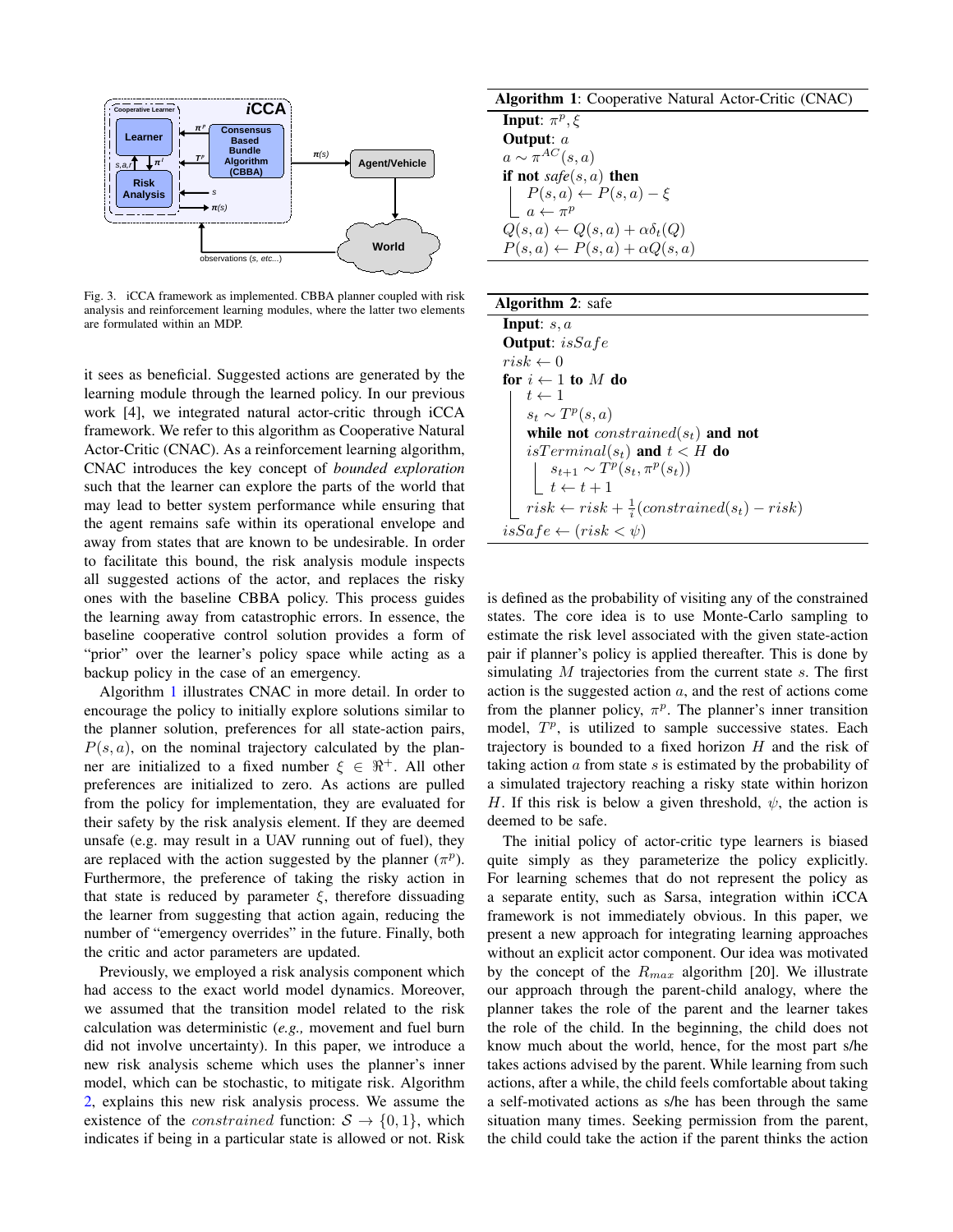Fig. 3. iCCA framework as implemented. CBBA planner coupled with risk analysis and reinforcement learning modules, where the latter two elements are formulated within an MDP.

it sees as beneficial. Suggested actions are generated by the learning module through the learned policy. In our previous work [4], we integrated natural actor-critic through iCCA framework. We refer to this algorithm as Cooperative Natural Actor-Critic (CNAC). As a reinforcement learning algorithm, CNAC introduces the key concept of *bounded exploration* such that the learner can explore the parts of the world that may lead to better system performance while ensuring that the agent remains safe within its operational envelope and away from states that are known to be undesirable. In order to facilitate this bound, the risk analysis module inspects all suggested actions of the actor, and replaces the risky ones with the baseline CBBA policy. This process guides the learning away from catastrophic errors. In essence, the baseline cooperative control solution provides a form of "prior" over the learner's policy space while acting as a backup policy in the case of an emergency.

Algorithm 1 illustrates CNAC in more detail. In order to encourage the policy to initially explore solutions similar to the planner solution, preferences for all state-action pairs, $P(s,a)$, on the nominal trajectory calculated by the planner are initialized to a fixed number $\xi \in \Re^+$. All other preferences are initialized to zero. As actions are pulled from the policy for implementation, they are evaluated for their safety by the risk analysis element. If they are deemed unsafe (e.g. may result in a UAV running out of fuel), they are replaced with the action suggested by the planner ($\pi^p$). Furthermore, the preference of taking the risky action in that state is reduced by parameter $\xi$, therefore dissuading the learner from suggesting that action again, reducing the number of "emergency overrides" in the future. Finally, both the critic and actor parameters are updated.

Previously, we employed a risk analysis component which had access to the exact world model dynamics. Moreover, we assumed that the transition model related to the risk calculation was deterministic (*e.g.,* movement and fuel burn did not involve uncertainty). In this paper, we introduce a new risk analysis scheme which uses the planner's inner model, which can be stochastic, to mitigate risk. Algorithm 2, explains this new risk analysis process. We assume the existence of the $constrained$ function: $\mathcal{S} \rightarrow \{0,1\}$, which indicates if being in a particular state is allowed or not. Risk is defined as the probability of visiting any of the constrained states. The core idea is to use Monte-Carlo sampling to estimate the risk level associated with the given state-action pair if planner's policy is applied thereafter. This is done by simulating $M$ trajectories from the current state $s$. The first action is the suggested action $a$, and the rest of actions come from the planner policy, $\pi^p$. The planner's inner transition model, $T^p$, is utilized to sample successive states. Each trajectory is bounded to a fixed horizon $H$ and the risk of taking action $a$ from state $s$ is estimated by the probability of a simulated trajectory reaching a risky state within horizon $H$. If this risk is below a given threshold, $\psi$, the action is deemed to be safe.

**Algorithm 1**: Cooperative Natural Actor-Critic (CNAC)

```
Input: π^p, ξ
Output: a
a ~ π^AC(s, a)
if not safe(s, a) then
    P(s, a) ← P(s, a) − ξ
    a ← π^p
Q(s, a) ← Q(s, a) + α δ_t(Q)
P(s, a) ← P(s, a) + α Q(s, a)
```

**Algorithm 2**: safe

```
Input: s, a
Output: isSafe
risk ← 0
for i ← 1 to M do
    t ← 1
    s_t ~ T^p(s, a)
    while not constrained(s_t) and not isTerminal(s_t) and t < H do
        s_{t+1} ~ T^p(s_t, π^p(s_t))
        t ← t + 1
    risk ← risk + (1/i)(constrained(s_t) − risk)
isSafe ← (risk < ψ)
```

The initial policy of actor-critic type learners is biased quite simply as they parameterize the policy explicitly. For learning schemes that do not represent the policy as a separate entity, such as Sarsa, integration within iCCA framework is not immediately obvious. In this paper, we present a new approach for integrating learning approaches without an explicit actor component. Our idea was motivated by the concept of the $R_{max}$ algorithm [20]. We illustrate our approach through the parent-child analogy, where the planner takes the role of the parent and the learner takes the role of the child. In the beginning, the child does not know much about the world, hence, for the most part s/he takes actions advised by the parent. While learning from such actions, after a while, the child feels comfortable about taking a self-motivated actions as s/he has been through the same situation many times. Seeking permission from the parent, the child could take the action if the parent thinks the action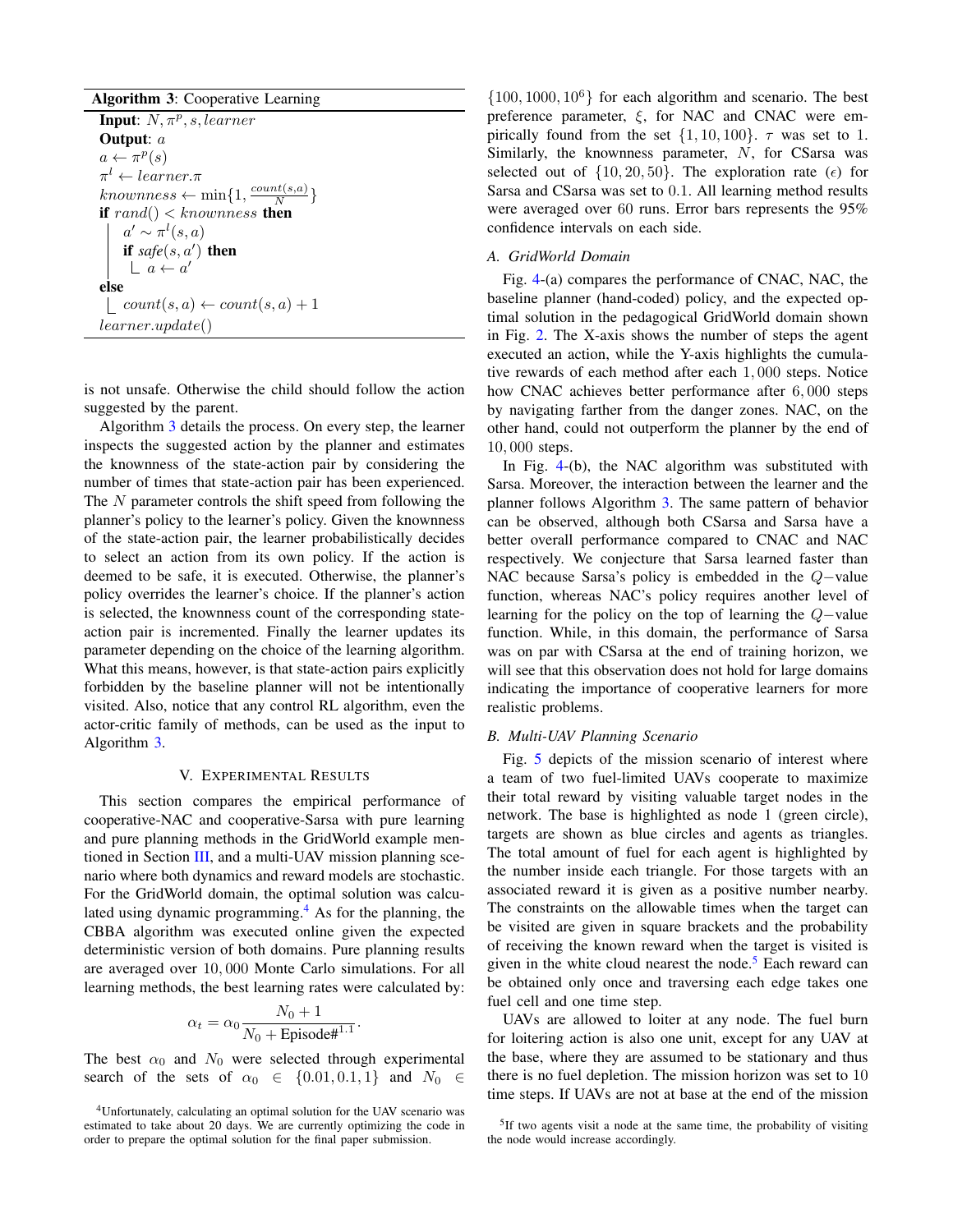**Algorithm 3**: Cooperative Learning

```
Input: N, π^p, s, learner
Output: a
a ← π^p(s)
π^l ← learner.π
knownness ← min{1, count(s,a)/N}
if rand() < knownness then
    a' ~ π^l(s, a)
    if safe(s, a') then
        a ← a'
else
    count(s, a) ← count(s, a) + 1
learner.update()
```

is not unsafe. Otherwise the child should follow the action suggested by the parent.

Algorithm 3 details the process. On every step, the learner inspects the suggested action by the planner and estimates the knownness of the state-action pair by considering the number of times that state-action pair has been experienced. The $N$ parameter controls the shift speed from following the planner's policy to the learner's policy. Given the knownness of the state-action pair, the learner probabilistically decides to select an action from its own policy. If the action is deemed to be safe, it is executed. Otherwise, the planner's policy overrides the learner's choice. If the planner's action is selected, the knownness count of the corresponding state-action pair is incremented. Finally the learner updates its parameter depending on the choice of the learning algorithm. What this means, however, is that state-action pairs explicitly forbidden by the baseline planner will not be intentionally visited. Also, notice that any control RL algorithm, even the actor-critic family of methods, can be used as the input to Algorithm 3.

## V. Experimental Results

This section compares the empirical performance of cooperative-NAC and cooperative-Sarsa with pure learning and pure planning methods in the GridWorld example mentioned in Section III, and a multi-UAV mission planning scenario where both dynamics and reward models are stochastic. For the GridWorld domain, the optimal solution was calculated using dynamic programming.[4] As for the planning, the CBBA algorithm was executed online given the expected deterministic version of both domains. Pure planning results are averaged over $10,000$ Monte Carlo simulations. For all learning methods, the best learning rates were calculated by:

$$\alpha_t = \alpha_0 \frac{N_0 + 1}{N_0 + \text{Episode\#}^{1.1}}.$$

The best $\alpha_0$ and $N_0$ were selected through experimental search of the sets of $\alpha_0 \in \{0.01, 0.1, 1\}$ and $N_0 \in \{100, 1000, 10^6\}$ for each algorithm and scenario. The best preference parameter, $\xi$, for NAC and CNAC were empirically found from the set $\{1, 10, 100\}$. $\tau$ was set to 1. Similarly, the knownness parameter, $N$, for CSarsa was selected out of $\{10, 20, 50\}$. The exploration rate ($\epsilon$) for Sarsa and CSarsa was set to $0.1$. All learning method results were averaged over $60$ runs. Error bars represents the 95% confidence intervals on each side.

### A. GridWorld Domain

Fig. 4-(a) compares the performance of CNAC, NAC, the baseline planner (hand-coded) policy, and the expected optimal solution in the pedagogical GridWorld domain shown in Fig. 2. The X-axis shows the number of steps the agent executed an action, while the Y-axis highlights the cumulative rewards of each method after each $1,000$ steps. Notice how CNAC achieves better performance after $6,000$ steps by navigating farther from the danger zones. NAC, on the other hand, could not outperform the planner by the end of $10,000$ steps.

In Fig. 4-(b), the NAC algorithm was substituted with Sarsa. Moreover, the interaction between the learner and the planner follows Algorithm 3. The same pattern of behavior can be observed, although both CSarsa and Sarsa have a better overall performance compared to CNAC and NAC respectively. We conjecture that Sarsa learned faster than NAC because Sarsa's policy is embedded in the $Q-$value function, whereas NAC's policy requires another level of learning for the policy on the top of learning the $Q-$value function. While, in this domain, the performance of Sarsa was on par with CSarsa at the end of training horizon, we will see that this observation does not hold for large domains indicating the importance of cooperative learners for more realistic problems.

### B. Multi-UAV Planning Scenario

Fig. 5 depicts of the mission scenario of interest where a team of two fuel-limited UAVs cooperate to maximize their total reward by visiting valuable target nodes in the network. The base is highlighted as node 1 (green circle), targets are shown as blue circles and agents as triangles. The total amount of fuel for each agent is highlighted by the number inside each triangle. For those targets with an associated reward it is given as a positive number nearby. The constraints on the allowable times when the target can be visited are given in square brackets and the probability of receiving the known reward when the target is visited is given in the white cloud nearest the node.[5] Each reward can be obtained only once and traversing each edge takes one fuel cell and one time step.

UAVs are allowed to loiter at any node. The fuel burn for loitering action is also one unit, except for any UAV at the base, where they are assumed to be stationary and thus there is no fuel depletion. The mission horizon was set to 10 time steps. If UAVs are not at base at the end of the mission

[4] Unfortunately, calculating an optimal solution for the UAV scenario was estimated to take about 20 days. We are currently optimizing the code in order to prepare the optimal solution for the final paper submission.

[5] If two agents visit a node at the same time, the probability of visiting the node would increase accordingly.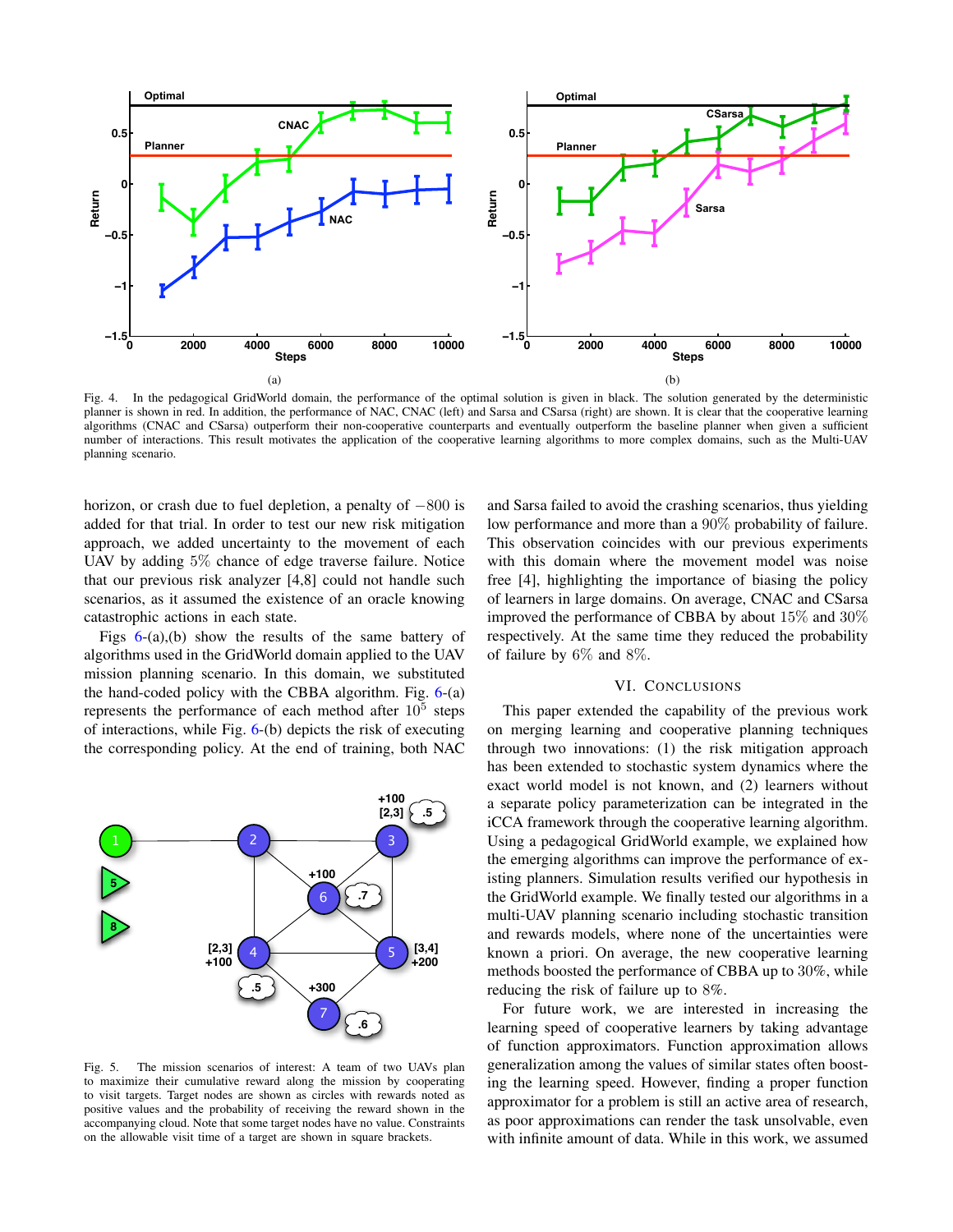Fig. 4. In the pedagogical GridWorld domain, the performance of the optimal solution is given in black. The solution generated by the deterministic planner is shown in red. In addition, the performance of NAC, CNAC (left) and Sarsa and CSarsa (right) are shown. It is clear that the cooperative learning algorithms (CNAC and CSarsa) outperform their non-cooperative counterparts and eventually outperform the baseline planner when given a sufficient number of interactions. This result motivates the application of the cooperative learning algorithms to more complex domains, such as the Multi-UAV planning scenario.

horizon, or crash due to fuel depletion, a penalty of $-800$ is added for that trial. In order to test our new risk mitigation approach, we added uncertainty to the movement of each UAV by adding $5\%$ chance of edge traverse failure. Notice that our previous risk analyzer [4,8] could not handle such scenarios, as it assumed the existence of an oracle knowing catastrophic actions in each state.

Figs 6-(a),(b) show the results of the same battery of algorithms used in the GridWorld domain applied to the UAV mission planning scenario. In this domain, we substituted the hand-coded policy with the CBBA algorithm. Fig. 6-(a) represents the performance of each method after $10^5$ steps of interactions, while Fig. 6-(b) depicts the risk of executing the corresponding policy. At the end of training, both NAC and Sarsa failed to avoid the crashing scenarios, thus yielding low performance and more than a $90\%$ probability of failure. This observation coincides with our previous experiments with this domain where the movement model was noise free [4], highlighting the importance of biasing the policy of learners in large domains. On average, CNAC and CSarsa improved the performance of CBBA by about $15\%$ and $30\%$ respectively. At the same time they reduced the probability of failure by $6\%$ and $8\%$.

Fig. 5. The mission scenarios of interest: A team of two UAVs plan to maximize their cumulative reward along the mission by cooperating to visit targets. Target nodes are shown as circles with rewards noted as positive values and the probability of receiving the reward shown in the accompanying cloud. Note that some target nodes have no value. Constraints on the allowable visit time of a target are shown in square brackets.

## VI. Conclusions

This paper extended the capability of the previous work on merging learning and cooperative planning techniques through two innovations: (1) the risk mitigation approach has been extended to stochastic system dynamics where the exact world model is not known, and (2) learners without a separate policy parameterization can be integrated in the iCCA framework through the cooperative learning algorithm. Using a pedagogical GridWorld example, we explained how the emerging algorithms can improve the performance of existing planners. Simulation results verified our hypothesis in the GridWorld example. We finally tested our algorithms in a multi-UAV planning scenario including stochastic transition and rewards models, where none of the uncertainties were known a priori. On average, the new cooperative learning methods boosted the performance of CBBA up to $30\%$, while reducing the risk of failure up to $8\%$.

For future work, we are interested in increasing the learning speed of cooperative learners by taking advantage of function approximators. Function approximation allows generalization among the values of similar states often boosting the learning speed. However, finding a proper function approximator for a problem is still an active area of research, as poor approximations can render the task unsolvable, even with infinite amount of data. While in this work, we assumed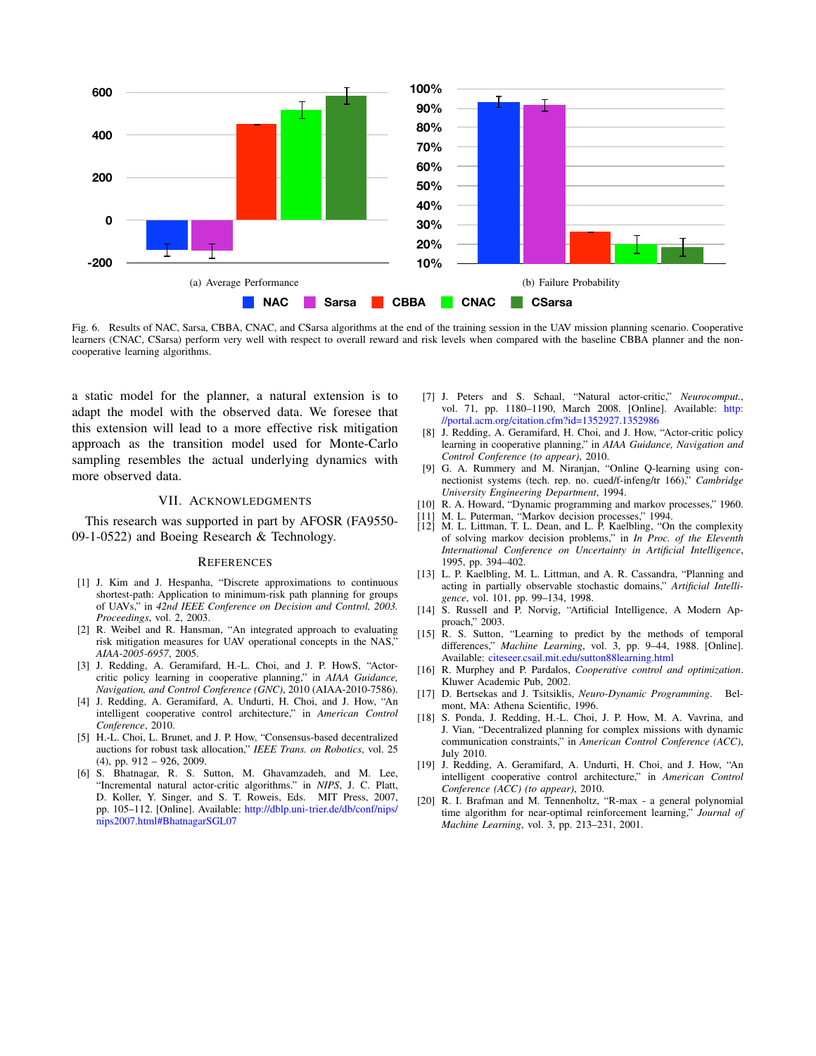600
400
200
0
-200

(a) Average Performance

100%
90%
80%
70%
60%
50%
40%
30%
20%
10%

(b) Failure Probability

NAC Sarsa CBBA CNAC CSarsa

Fig. 6. Results of NAC, Sarsa, CBBA, CNAC, and CSarsa algorithms at the end of the training session in the UAV mission planning scenario. Cooperative learners (CNAC, CSarsa) perform very well with respect to overall reward and risk levels when compared with the baseline CBBA planner and the non-cooperative learning algorithms.

a static model for the planner, a natural extension is to adapt the model with the observed data. We foresee that this extension will lead to a more effective risk mitigation approach as the transition model used for Monte-Carlo sampling resembles the actual underlying dynamics with more observed data.

## VII. Acknowledgments

This research was supported in part by AFOSR (FA9550-09-1-0522) and Boeing Research & Technology.

## References

[1] J. Kim and J. Hespanha, "Discrete approximations to continuous shortest-path: Application to minimum-risk path planning for groups of UAVs," in *42nd IEEE Conference on Decision and Control, 2003. Proceedings*, vol. 2, 2003.

[2] R. Weibel and R. Hansman, "An integrated approach to evaluating risk mitigation measures for UAV operational concepts in the NAS," *AIAA-2005-6957*, 2005.

[3] J. Redding, A. Geramifard, H.-L. Choi, and J. P. HowS, "Actor-critic policy learning in cooperative planning," in *AIAA Guidance, Navigation, and Control Conference (GNC)*, 2010 (AIAA-2010-7586).

[4] J. Redding, A. Geramifard, A. Undurti, H. Choi, and J. How, "An intelligent cooperative control architecture," in *American Control Conference*, 2010.

[5] H.-L. Choi, L. Brunet, and J. P. How, "Consensus-based decentralized auctions for robust task allocation," *IEEE Trans. on Robotics*, vol. 25 (4), pp. 912 – 926, 2009.

[6] S. Bhatnagar, R. S. Sutton, M. Ghavamzadeh, and M. Lee, "Incremental natural actor-critic algorithms." in *NIPS*, J. C. Platt, D. Koller, Y. Singer, and S. T. Roweis, Eds. MIT Press, 2007, pp. 105–112. [Online]. Available: http://dblp.uni-trier.de/db/conf/nips/nips2007.html#BhatnagarSGL07

[7] J. Peters and S. Schaal, "Natural actor-critic," *Neurocomput.*, vol. 71, pp. 1180–1190, March 2008. [Online]. Available: http://portal.acm.org/citation.cfm?id=1352927.1352986

[8] J. Redding, A. Geramifard, H. Choi, and J. How, "Actor-critic policy learning in cooperative planning," in *AIAA Guidance, Navigation and Control Conference (to appear)*, 2010.

[9] G. A. Rummery and M. Niranjan, "Online Q-learning using connectionist systems (tech. rep. no. cued/f-infeng/tr 166)," *Cambridge University Engineering Department*, 1994.

[10] R. A. Howard, "Dynamic programming and markov processes," 1960.

[11] M. L. Puterman, "Markov decision processes," 1994.

[12] M. L. Littman, T. L. Dean, and L. P. Kaelbling, "On the complexity of solving markov decision problems," in *In Proc. of the Eleventh International Conference on Uncertainty in Artificial Intelligence*, 1995, pp. 394–402.

[13] L. P. Kaelbling, M. L. Littman, and A. R. Cassandra, "Planning and acting in partially observable stochastic domains," *Artificial Intelligence*, vol. 101, pp. 99–134, 1998.

[14] S. Russell and P. Norvig, "Artificial Intelligence, A Modern Approach," 2003.

[15] R. S. Sutton, "Learning to predict by the methods of temporal differences," *Machine Learning*, vol. 3, pp. 9–44, 1988. [Online]. Available: citeseer.csail.mit.edu/sutton88learning.html

[16] R. Murphey and P. Pardalos, *Cooperative control and optimization*. Kluwer Academic Pub, 2002.

[17] D. Bertsekas and J. Tsitsiklis, *Neuro-Dynamic Programming*. Belmont, MA: Athena Scientific, 1996.

[18] S. Ponda, J. Redding, H.-L. Choi, J. P. How, M. A. Vavrina, and J. Vian, "Decentralized planning for complex missions with dynamic communication constraints," in *American Control Conference (ACC)*, July 2010.

[19] J. Redding, A. Geramifard, A. Undurti, H. Choi, and J. How, "An intelligent cooperative control architecture," in *American Control Conference (ACC) (to appear)*, 2010.

[20] R. I. Brafman and M. Tennenholtz, "R-max - a general polynomial time algorithm for near-optimal reinforcement learning," *Journal of Machine Learning*, vol. 3, pp. 213–231, 2001.